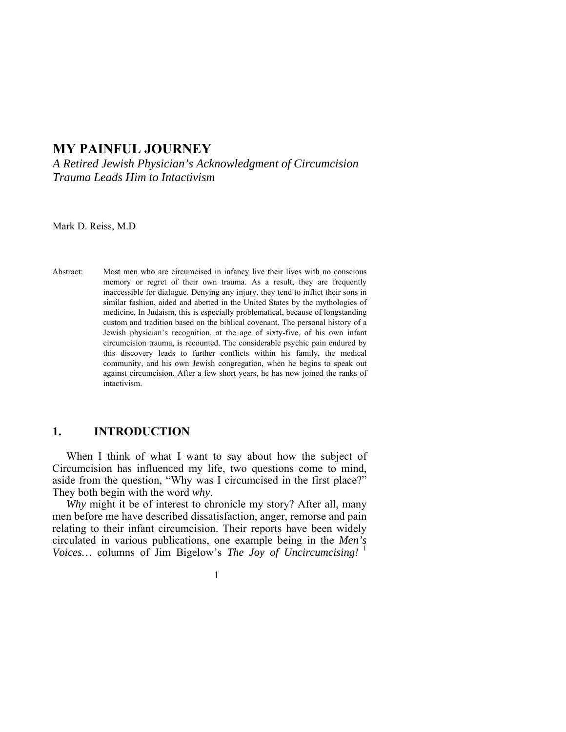# MY PAINFUL JOURNEY

*A Retired Jewish Physician's Acknowledgment of Circumcision Trauma Leads Him to Intactivism*

Mark D. Reiss, M.D

Abstract: Most men who are circumcised in infancy live their lives with no conscious memory or regret of their own trauma. As a result, they are frequently inaccessible for dialogue. Denying any injury, they tend to inflict their sons in similar fashion, aided and abetted in the United States by the mythologies of medicine. In Judaism, this is especially problematical, because of longstanding custom and tradition based on the biblical covenant. The personal history of a Jewish physician's recognition, at the age of sixty-five, of his own infant circumcision trauma, is recounted. The considerable psychic pain endured by this discovery leads to further conflicts within his family, the medical community, and his own Jewish congregation, when he begins to speak out against circumcision. After a few short years, he has now joined the ranks of intactivism.

## 1. INTRODUCTION

When I think of what I want to say about how the subject of Circumcision has influenced my life, two questions come to mind, aside from the question, "Why was I circumcised in the first place?" They both begin with the word *why*.

*Why* might it be of interest to chronicle my story? After all, many men before me have described dissatisfaction, anger, remorse and pain relating to their infant circumcision. Their reports have been widely circulated in various publications, one example being in the *Men's Voices…* columns of Jim Bigelow's *The Joy of Uncircumcising!* [1]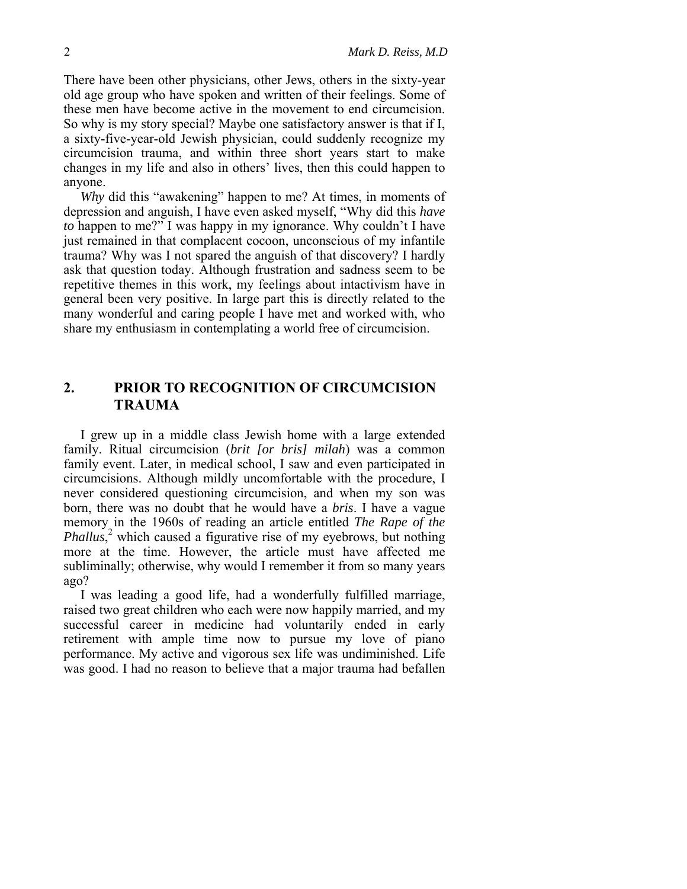There have been other physicians, other Jews, others in the sixty-year old age group who have spoken and written of their feelings. Some of these men have become active in the movement to end circumcision. So why is my story special? Maybe one satisfactory answer is that if I, a sixty-five-year-old Jewish physician, could suddenly recognize my circumcision trauma, and within three short years start to make changes in my life and also in others' lives, then this could happen to anyone.

*Why* did this "awakening" happen to me? At times, in moments of depression and anguish, I have even asked myself, "Why did this *have to* happen to me?" I was happy in my ignorance. Why couldn't I have just remained in that complacent cocoon, unconscious of my infantile trauma? Why was I not spared the anguish of that discovery? I hardly ask that question today. Although frustration and sadness seem to be repetitive themes in this work, my feelings about intactivism have in general been very positive. In large part this is directly related to the many wonderful and caring people I have met and worked with, who share my enthusiasm in contemplating a world free of circumcision.

## 2. PRIOR TO RECOGNITION OF CIRCUMCISION TRAUMA

I grew up in a middle class Jewish home with a large extended family. Ritual circumcision (*brit [or bris] milah*) was a common family event. Later, in medical school, I saw and even participated in circumcisions. Although mildly uncomfortable with the procedure, I never considered questioning circumcision, and when my son was born, there was no doubt that he would have a *bris*. I have a vague memory in the 1960s of reading an article entitled *The Rape of the Phallus*,[2] which caused a figurative rise of my eyebrows, but nothing more at the time. However, the article must have affected me subliminally; otherwise, why would I remember it from so many years ago?

I was leading a good life, had a wonderfully fulfilled marriage, raised two great children who each were now happily married, and my successful career in medicine had voluntarily ended in early retirement with ample time now to pursue my love of piano performance. My active and vigorous sex life was undiminished. Life was good. I had no reason to believe that a major trauma had befallen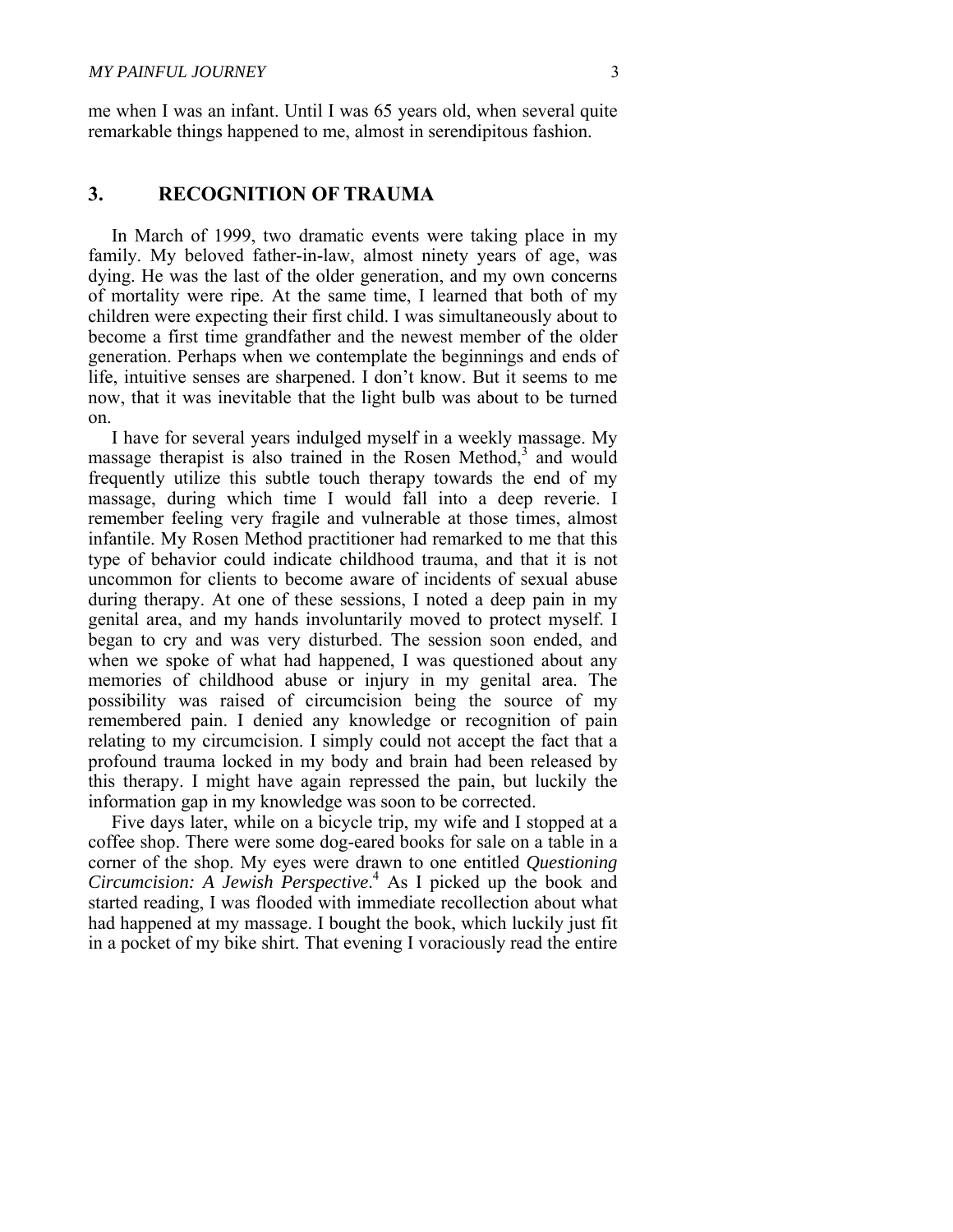me when I was an infant. Until I was 65 years old, when several quite remarkable things happened to me, almost in serendipitous fashion.

## 3. RECOGNITION OF TRAUMA

In March of 1999, two dramatic events were taking place in my family. My beloved father-in-law, almost ninety years of age, was dying. He was the last of the older generation, and my own concerns of mortality were ripe. At the same time, I learned that both of my children were expecting their first child. I was simultaneously about to become a first time grandfather and the newest member of the older generation. Perhaps when we contemplate the beginnings and ends of life, intuitive senses are sharpened. I don't know. But it seems to me now, that it was inevitable that the light bulb was about to be turned on.

I have for several years indulged myself in a weekly massage. My massage therapist is also trained in the Rosen Method,[3] and would frequently utilize this subtle touch therapy towards the end of my massage, during which time I would fall into a deep reverie. I remember feeling very fragile and vulnerable at those times, almost infantile. My Rosen Method practitioner had remarked to me that this type of behavior could indicate childhood trauma, and that it is not uncommon for clients to become aware of incidents of sexual abuse during therapy. At one of these sessions, I noted a deep pain in my genital area, and my hands involuntarily moved to protect myself. I began to cry and was very disturbed. The session soon ended, and when we spoke of what had happened, I was questioned about any memories of childhood abuse or injury in my genital area. The possibility was raised of circumcision being the source of my remembered pain. I denied any knowledge or recognition of pain relating to my circumcision. I simply could not accept the fact that a profound trauma locked in my body and brain had been released by this therapy. I might have again repressed the pain, but luckily the information gap in my knowledge was soon to be corrected.

Five days later, while on a bicycle trip, my wife and I stopped at a coffee shop. There were some dog-eared books for sale on a table in a corner of the shop. My eyes were drawn to one entitled *Questioning Circumcision: A Jewish Perspective*.[4] As I picked up the book and started reading, I was flooded with immediate recollection about what had happened at my massage. I bought the book, which luckily just fit in a pocket of my bike shirt. That evening I voraciously read the entire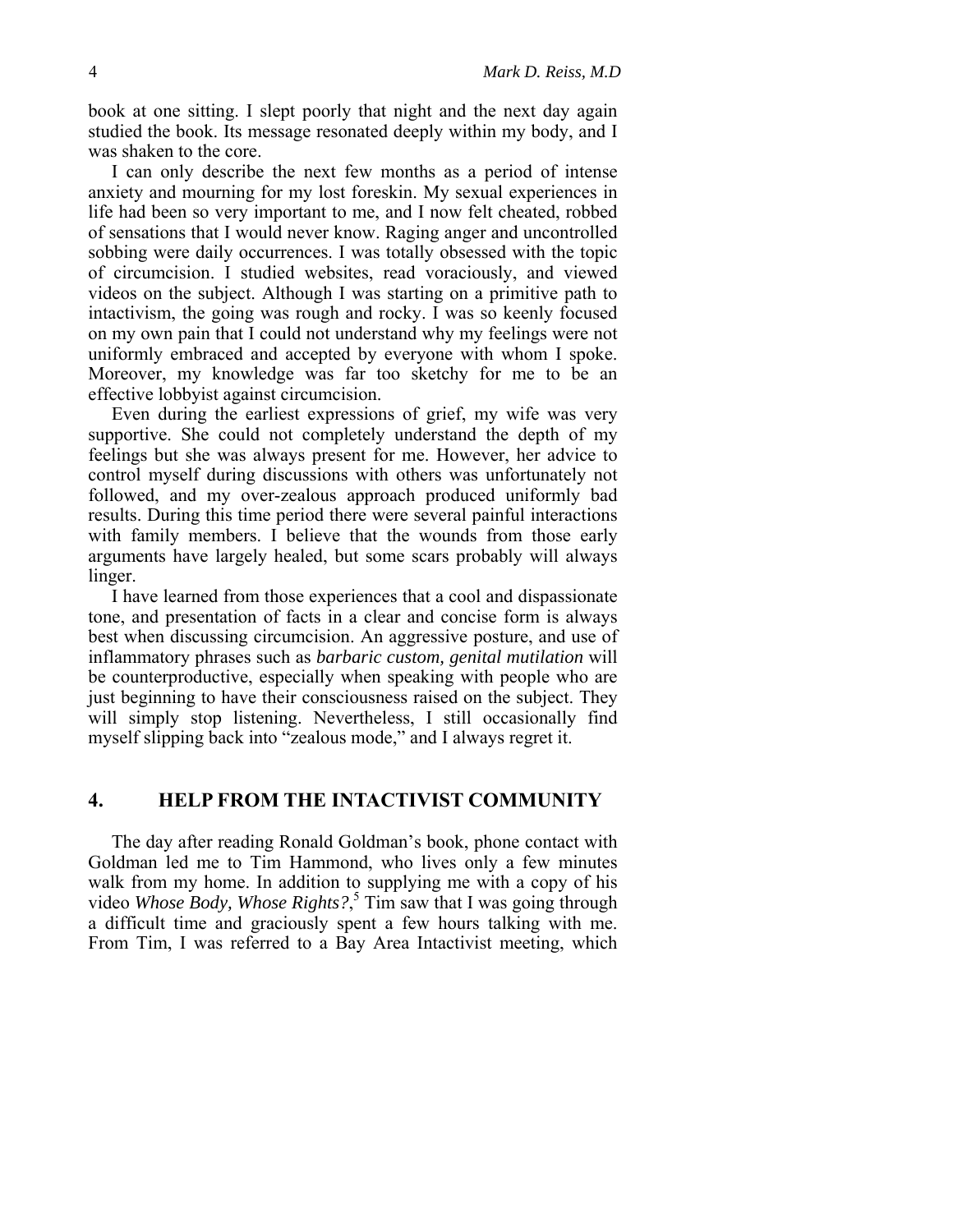book at one sitting. I slept poorly that night and the next day again studied the book. Its message resonated deeply within my body, and I was shaken to the core.

I can only describe the next few months as a period of intense anxiety and mourning for my lost foreskin. My sexual experiences in life had been so very important to me, and I now felt cheated, robbed of sensations that I would never know. Raging anger and uncontrolled sobbing were daily occurrences. I was totally obsessed with the topic of circumcision. I studied websites, read voraciously, and viewed videos on the subject. Although I was starting on a primitive path to intactivism, the going was rough and rocky. I was so keenly focused on my own pain that I could not understand why my feelings were not uniformly embraced and accepted by everyone with whom I spoke. Moreover, my knowledge was far too sketchy for me to be an effective lobbyist against circumcision.

Even during the earliest expressions of grief, my wife was very supportive. She could not completely understand the depth of my feelings but she was always present for me. However, her advice to control myself during discussions with others was unfortunately not followed, and my over-zealous approach produced uniformly bad results. During this time period there were several painful interactions with family members. I believe that the wounds from those early arguments have largely healed, but some scars probably will always linger.

I have learned from those experiences that a cool and dispassionate tone, and presentation of facts in a clear and concise form is always best when discussing circumcision. An aggressive posture, and use of inflammatory phrases such as *barbaric custom, genital mutilation* will be counterproductive, especially when speaking with people who are just beginning to have their consciousness raised on the subject. They will simply stop listening. Nevertheless, I still occasionally find myself slipping back into "zealous mode," and I always regret it.

## 4. HELP FROM THE INTACTIVIST COMMUNITY

The day after reading Ronald Goldman's book, phone contact with Goldman led me to Tim Hammond, who lives only a few minutes walk from my home. In addition to supplying me with a copy of his video *Whose Body, Whose Rights?*,[5] Tim saw that I was going through a difficult time and graciously spent a few hours talking with me. From Tim, I was referred to a Bay Area Intactivist meeting, which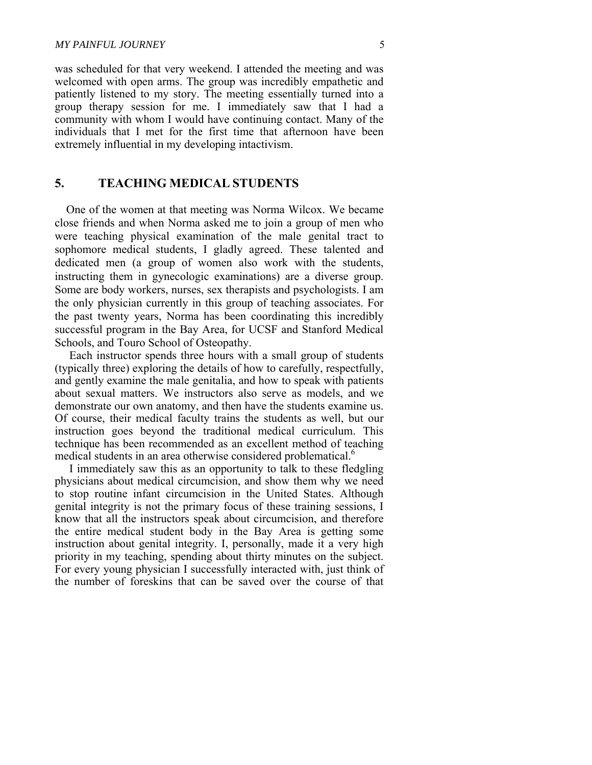was scheduled for that very weekend. I attended the meeting and was welcomed with open arms. The group was incredibly empathetic and patiently listened to my story. The meeting essentially turned into a group therapy session for me. I immediately saw that I had a community with whom I would have continuing contact. Many of the individuals that I met for the first time that afternoon have been extremely influential in my developing intactivism.

## 5. TEACHING MEDICAL STUDENTS

One of the women at that meeting was Norma Wilcox. We became close friends and when Norma asked me to join a group of men who were teaching physical examination of the male genital tract to sophomore medical students, I gladly agreed. These talented and dedicated men (a group of women also work with the students, instructing them in gynecologic examinations) are a diverse group. Some are body workers, nurses, sex therapists and psychologists. I am the only physician currently in this group of teaching associates. For the past twenty years, Norma has been coordinating this incredibly successful program in the Bay Area, for UCSF and Stanford Medical Schools, and Touro School of Osteopathy.

Each instructor spends three hours with a small group of students (typically three) exploring the details of how to carefully, respectfully, and gently examine the male genitalia, and how to speak with patients about sexual matters. We instructors also serve as models, and we demonstrate our own anatomy, and then have the students examine us. Of course, their medical faculty trains the students as well, but our instruction goes beyond the traditional medical curriculum. This technique has been recommended as an excellent method of teaching medical students in an area otherwise considered problematical.[6]

I immediately saw this as an opportunity to talk to these fledgling physicians about medical circumcision, and show them why we need to stop routine infant circumcision in the United States. Although genital integrity is not the primary focus of these training sessions, I know that all the instructors speak about circumcision, and therefore the entire medical student body in the Bay Area is getting some instruction about genital integrity. I, personally, made it a very high priority in my teaching, spending about thirty minutes on the subject. For every young physician I successfully interacted with, just think of the number of foreskins that can be saved over the course of that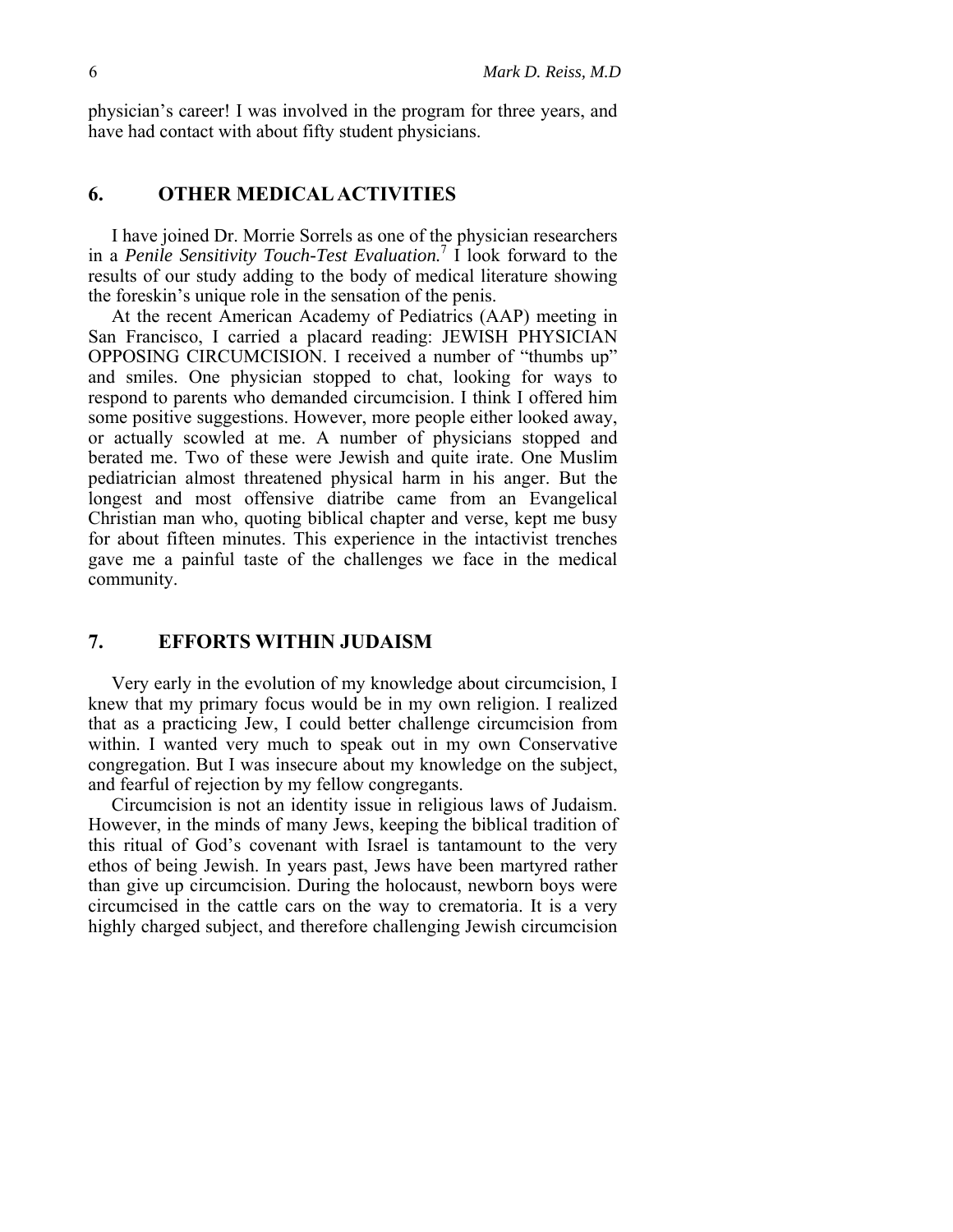physician's career! I was involved in the program for three years, and have had contact with about fifty student physicians.

## 6. OTHER MEDICAL ACTIVITIES

I have joined Dr. Morrie Sorrels as one of the physician researchers in a *Penile Sensitivity Touch-Test Evaluation.*[7] I look forward to the results of our study adding to the body of medical literature showing the foreskin's unique role in the sensation of the penis.

At the recent American Academy of Pediatrics (AAP) meeting in San Francisco, I carried a placard reading: JEWISH PHYSICIAN OPPOSING CIRCUMCISION. I received a number of "thumbs up" and smiles. One physician stopped to chat, looking for ways to respond to parents who demanded circumcision. I think I offered him some positive suggestions. However, more people either looked away, or actually scowled at me. A number of physicians stopped and berated me. Two of these were Jewish and quite irate. One Muslim pediatrician almost threatened physical harm in his anger. But the longest and most offensive diatribe came from an Evangelical Christian man who, quoting biblical chapter and verse, kept me busy for about fifteen minutes. This experience in the intactivist trenches gave me a painful taste of the challenges we face in the medical community.

## 7. EFFORTS WITHIN JUDAISM

Very early in the evolution of my knowledge about circumcision, I knew that my primary focus would be in my own religion. I realized that as a practicing Jew, I could better challenge circumcision from within. I wanted very much to speak out in my own Conservative congregation. But I was insecure about my knowledge on the subject, and fearful of rejection by my fellow congregants.

Circumcision is not an identity issue in religious laws of Judaism. However, in the minds of many Jews, keeping the biblical tradition of this ritual of God's covenant with Israel is tantamount to the very ethos of being Jewish. In years past, Jews have been martyred rather than give up circumcision. During the holocaust, newborn boys were circumcised in the cattle cars on the way to crematoria. It is a very highly charged subject, and therefore challenging Jewish circumcision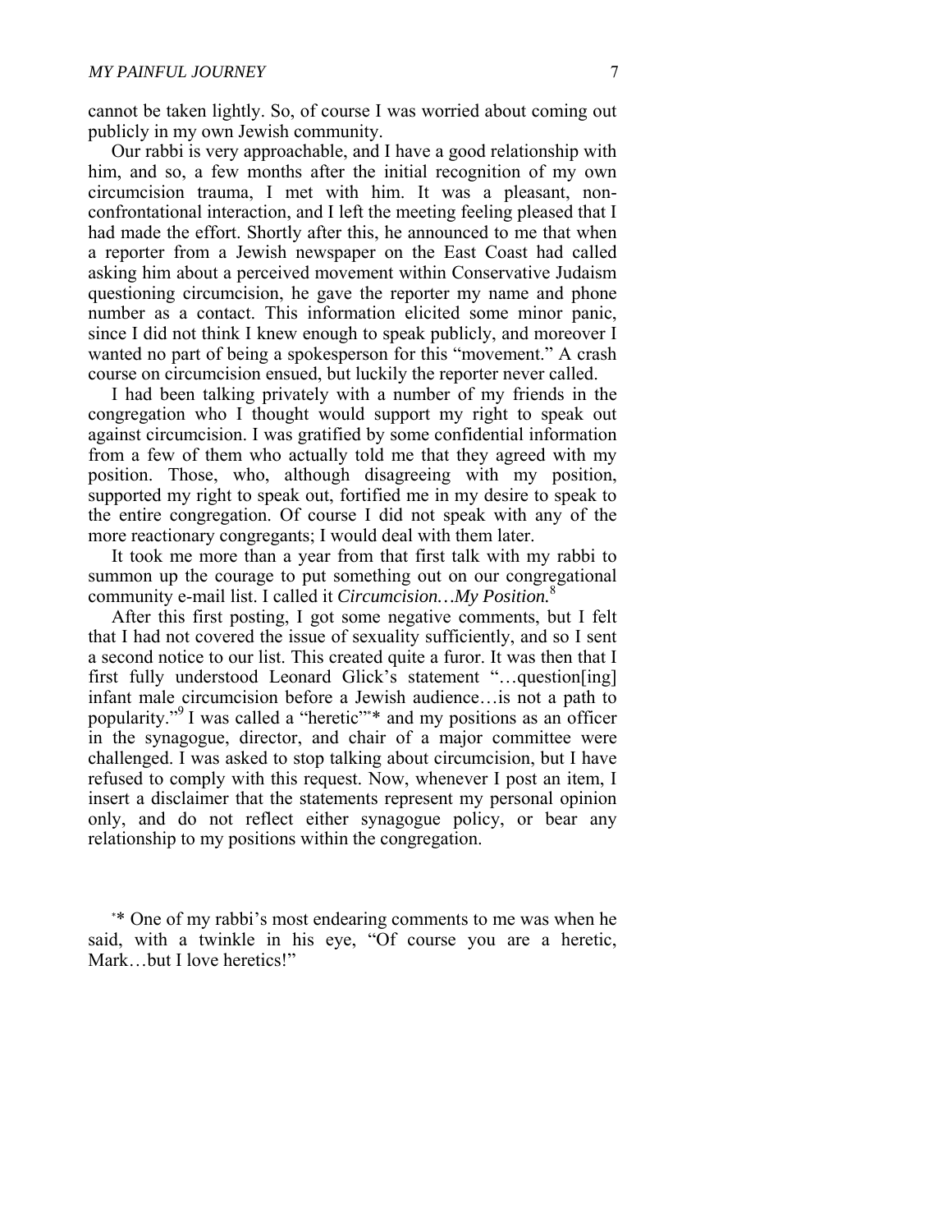cannot be taken lightly. So, of course I was worried about coming out publicly in my own Jewish community.

Our rabbi is very approachable, and I have a good relationship with him, and so, a few months after the initial recognition of my own circumcision trauma, I met with him. It was a pleasant, non-confrontational interaction, and I left the meeting feeling pleased that I had made the effort. Shortly after this, he announced to me that when a reporter from a Jewish newspaper on the East Coast had called asking him about a perceived movement within Conservative Judaism questioning circumcision, he gave the reporter my name and phone number as a contact. This information elicited some minor panic, since I did not think I knew enough to speak publicly, and moreover I wanted no part of being a spokesperson for this "movement." A crash course on circumcision ensued, but luckily the reporter never called.

I had been talking privately with a number of my friends in the congregation who I thought would support my right to speak out against circumcision. I was gratified by some confidential information from a few of them who actually told me that they agreed with my position. Those, who, although disagreeing with my position, supported my right to speak out, fortified me in my desire to speak to the entire congregation. Of course I did not speak with any of the more reactionary congregants; I would deal with them later.

It took me more than a year from that first talk with my rabbi to summon up the courage to put something out on our congregational community e-mail list. I called it *Circumcision…My Position.*[8]

After this first posting, I got some negative comments, but I felt that I had not covered the issue of sexuality sufficiently, and so I sent a second notice to our list. This created quite a furor. It was then that I first fully understood Leonard Glick's statement "…question[ing] infant male circumcision before a Jewish audience…is not a path to popularity."[9] I was called a "heretic"* and my positions as an officer in the synagogue, director, and chair of a major committee were challenged. I was asked to stop talking about circumcision, but I have refused to comply with this request. Now, whenever I post an item, I insert a disclaimer that the statements represent my personal opinion only, and do not reflect either synagogue policy, or bear any relationship to my positions within the congregation.

\* One of my rabbi's most endearing comments to me was when he said, with a twinkle in his eye, "Of course you are a heretic, Mark…but I love heretics!"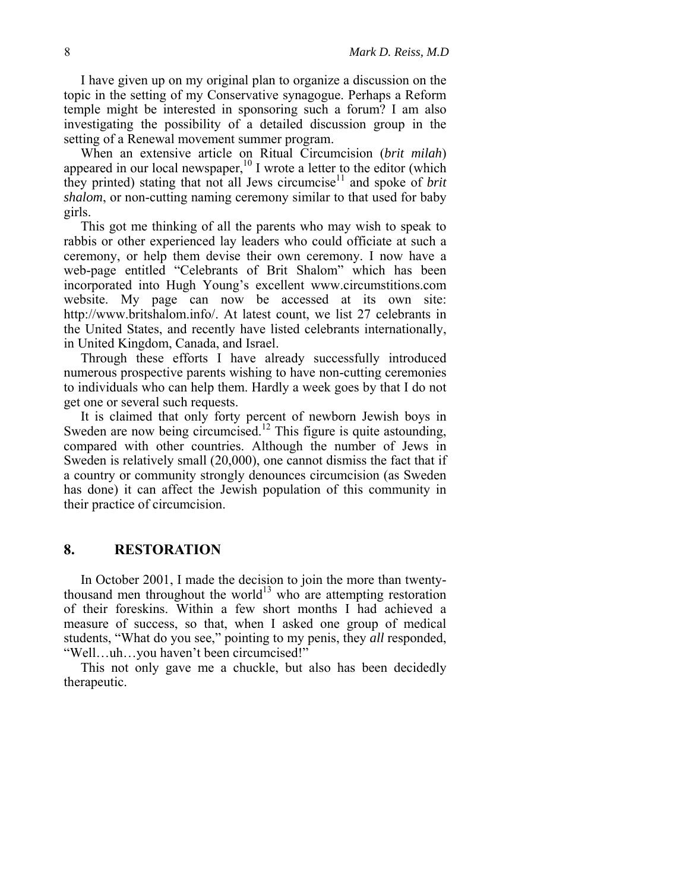I have given up on my original plan to organize a discussion on the topic in the setting of my Conservative synagogue. Perhaps a Reform temple might be interested in sponsoring such a forum? I am also investigating the possibility of a detailed discussion group in the setting of a Renewal movement summer program.

When an extensive article on Ritual Circumcision (*brit milah*) appeared in our local newspaper,[10] I wrote a letter to the editor (which they printed) stating that not all Jews circumcise[11] and spoke of *brit shalom*, or non-cutting naming ceremony similar to that used for baby girls.

This got me thinking of all the parents who may wish to speak to rabbis or other experienced lay leaders who could officiate at such a ceremony, or help them devise their own ceremony. I now have a web-page entitled "Celebrants of Brit Shalom" which has been incorporated into Hugh Young's excellent www.circumstitions.com website. My page can now be accessed at its own site: http://www.britshalom.info/. At latest count, we list 27 celebrants in the United States, and recently have listed celebrants internationally, in United Kingdom, Canada, and Israel.

Through these efforts I have already successfully introduced numerous prospective parents wishing to have non-cutting ceremonies to individuals who can help them. Hardly a week goes by that I do not get one or several such requests.

It is claimed that only forty percent of newborn Jewish boys in Sweden are now being circumcised.[12] This figure is quite astounding, compared with other countries. Although the number of Jews in Sweden is relatively small (20,000), one cannot dismiss the fact that if a country or community strongly denounces circumcision (as Sweden has done) it can affect the Jewish population of this community in their practice of circumcision.

## 8. RESTORATION

In October 2001, I made the decision to join the more than twenty-thousand men throughout the world[13] who are attempting restoration of their foreskins. Within a few short months I had achieved a measure of success, so that, when I asked one group of medical students, "What do you see," pointing to my penis, they *all* responded, "Well…uh…you haven't been circumcised!"

This not only gave me a chuckle, but also has been decidedly therapeutic.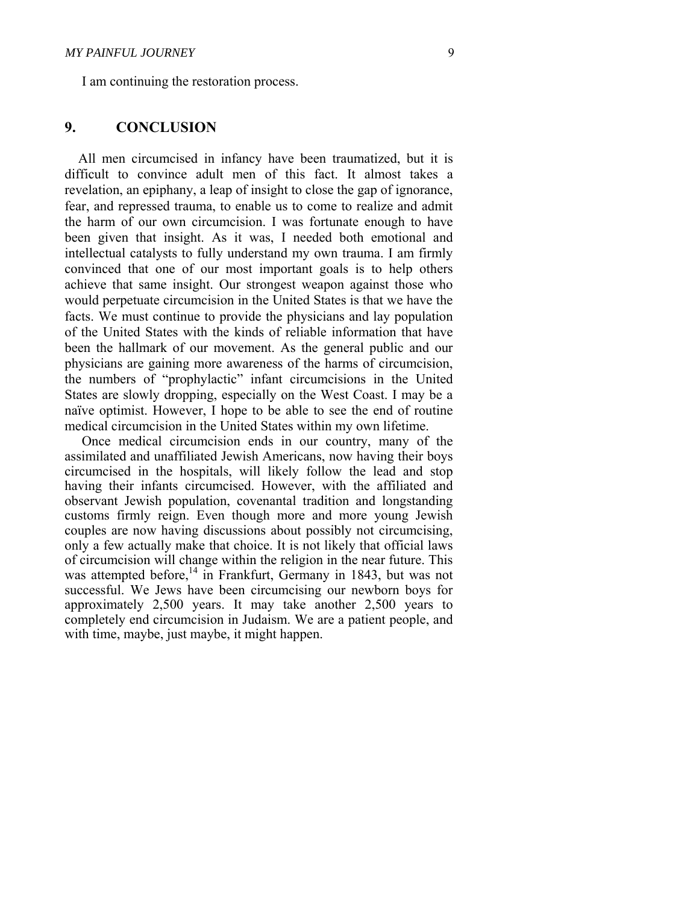I am continuing the restoration process.

## 9. CONCLUSION

All men circumcised in infancy have been traumatized, but it is difficult to convince adult men of this fact. It almost takes a revelation, an epiphany, a leap of insight to close the gap of ignorance, fear, and repressed trauma, to enable us to come to realize and admit the harm of our own circumcision. I was fortunate enough to have been given that insight. As it was, I needed both emotional and intellectual catalysts to fully understand my own trauma. I am firmly convinced that one of our most important goals is to help others achieve that same insight. Our strongest weapon against those who would perpetuate circumcision in the United States is that we have the facts. We must continue to provide the physicians and lay population of the United States with the kinds of reliable information that have been the hallmark of our movement. As the general public and our physicians are gaining more awareness of the harms of circumcision, the numbers of "prophylactic" infant circumcisions in the United States are slowly dropping, especially on the West Coast. I may be a naïve optimist. However, I hope to be able to see the end of routine medical circumcision in the United States within my own lifetime.

Once medical circumcision ends in our country, many of the assimilated and unaffiliated Jewish Americans, now having their boys circumcised in the hospitals, will likely follow the lead and stop having their infants circumcised. However, with the affiliated and observant Jewish population, covenantal tradition and longstanding customs firmly reign. Even though more and more young Jewish couples are now having discussions about possibly not circumcising, only a few actually make that choice. It is not likely that official laws of circumcision will change within the religion in the near future. This was attempted before,[14] in Frankfurt, Germany in 1843, but was not successful. We Jews have been circumcising our newborn boys for approximately 2,500 years. It may take another 2,500 years to completely end circumcision in Judaism. We are a patient people, and with time, maybe, just maybe, it might happen.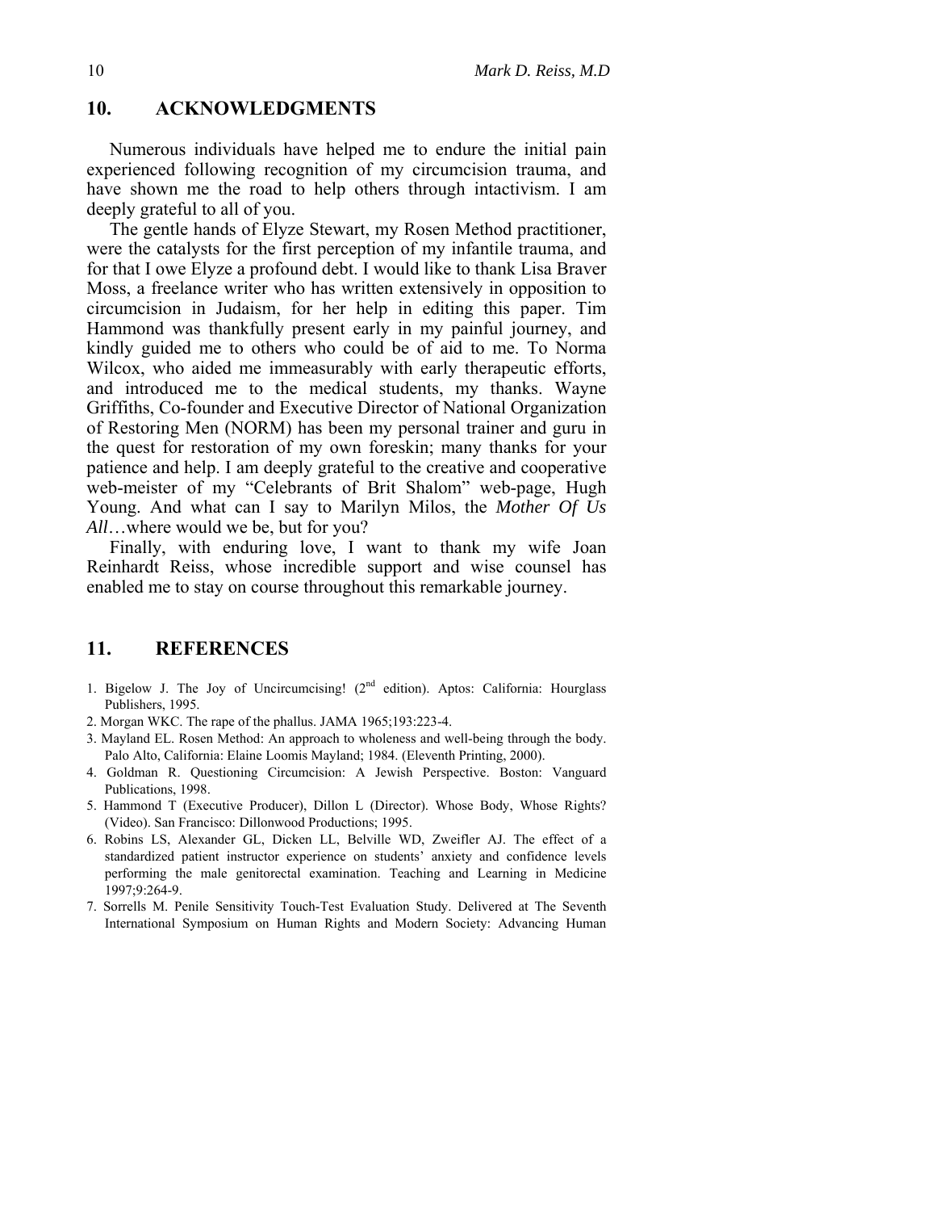## 10. ACKNOWLEDGMENTS

Numerous individuals have helped me to endure the initial pain experienced following recognition of my circumcision trauma, and have shown me the road to help others through intactivism. I am deeply grateful to all of you.

The gentle hands of Elyze Stewart, my Rosen Method practitioner, were the catalysts for the first perception of my infantile trauma, and for that I owe Elyze a profound debt. I would like to thank Lisa Braver Moss, a freelance writer who has written extensively in opposition to circumcision in Judaism, for her help in editing this paper. Tim Hammond was thankfully present early in my painful journey, and kindly guided me to others who could be of aid to me. To Norma Wilcox, who aided me immeasurably with early therapeutic efforts, and introduced me to the medical students, my thanks. Wayne Griffiths, Co-founder and Executive Director of National Organization of Restoring Men (NORM) has been my personal trainer and guru in the quest for restoration of my own foreskin; many thanks for your patience and help. I am deeply grateful to the creative and cooperative web-meister of my "Celebrants of Brit Shalom" web-page, Hugh Young. And what can I say to Marilyn Milos, the *Mother Of Us All*…where would we be, but for you?

Finally, with enduring love, I want to thank my wife Joan Reinhardt Reiss, whose incredible support and wise counsel has enabled me to stay on course throughout this remarkable journey.

## 11. REFERENCES

1. Bigelow J. The Joy of Uncircumcising! (2nd edition). Aptos: California: Hourglass Publishers, 1995.
2. Morgan WKC. The rape of the phallus. JAMA 1965;193:223-4.
3. Mayland EL. Rosen Method: An approach to wholeness and well-being through the body. Palo Alto, California: Elaine Loomis Mayland; 1984. (Eleventh Printing, 2000).
4. Goldman R. Questioning Circumcision: A Jewish Perspective. Boston: Vanguard Publications, 1998.
5. Hammond T (Executive Producer), Dillon L (Director). Whose Body, Whose Rights? (Video). San Francisco: Dillonwood Productions; 1995.
6. Robins LS, Alexander GL, Dicken LL, Belville WD, Zweifler AJ. The effect of a standardized patient instructor experience on students' anxiety and confidence levels performing the male genitorectal examination. Teaching and Learning in Medicine 1997;9:264-9.
7. Sorrells M. Penile Sensitivity Touch-Test Evaluation Study. Delivered at The Seventh International Symposium on Human Rights and Modern Society: Advancing Human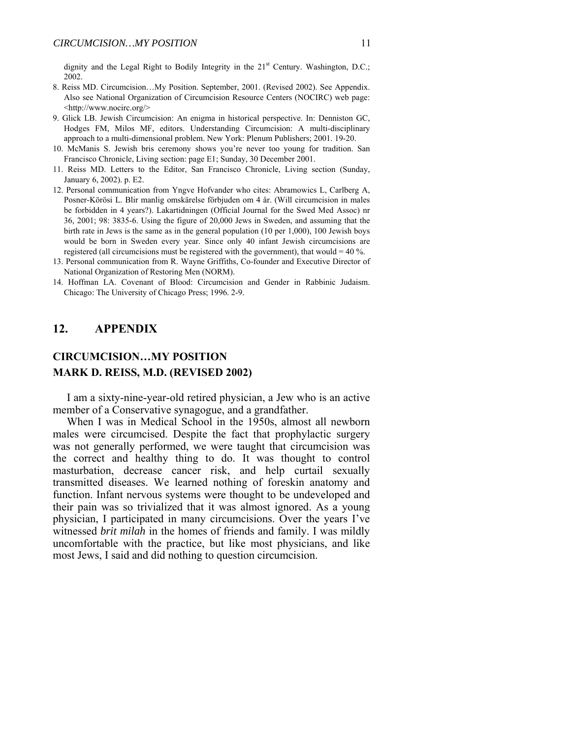dignity and the Legal Right to Bodily Integrity in the 21st Century. Washington, D.C.; 2002.

8. Reiss MD. Circumcision…My Position. September, 2001. (Revised 2002). See Appendix. Also see National Organization of Circumcision Resource Centers (NOCIRC) web page: <http://www.nocirc.org/>
9. Glick LB. Jewish Circumcision: An enigma in historical perspective. In: Denniston GC, Hodges FM, Milos MF, editors. Understanding Circumcision: A multi-disciplinary approach to a multi-dimensional problem. New York: Plenum Publishers; 2001. 19-20.
10. McManis S. Jewish bris ceremony shows you're never too young for tradition. San Francisco Chronicle, Living section: page E1; Sunday, 30 December 2001.
11. Reiss MD. Letters to the Editor, San Francisco Chronicle, Living section (Sunday, January 6, 2002). p. E2.
12. Personal communication from Yngve Hofvander who cites: Abramowics L, Carlberg A, Posner-Körösi L. Blir manlig omskärelse förbjuden om 4 år. (Will circumcision in males be forbidden in 4 years?). Lakartidningen (Official Journal for the Swed Med Assoc) nr 36, 2001; 98: 3835-6. Using the figure of 20,000 Jews in Sweden, and assuming that the birth rate in Jews is the same as in the general population (10 per 1,000), 100 Jewish boys would be born in Sweden every year. Since only 40 infant Jewish circumcisions are registered (all circumcisions must be registered with the government), that would = 40 %.
13. Personal communication from R. Wayne Griffiths, Co-founder and Executive Director of National Organization of Restoring Men (NORM).
14. Hoffman LA. Covenant of Blood: Circumcision and Gender in Rabbinic Judaism. Chicago: The University of Chicago Press; 1996. 2-9.

## 12. APPENDIX

### CIRCUMCISION…MY POSITION
### MARK D. REISS, M.D. (REVISED 2002)

I am a sixty-nine-year-old retired physician, a Jew who is an active member of a Conservative synagogue, and a grandfather.

When I was in Medical School in the 1950s, almost all newborn males were circumcised. Despite the fact that prophylactic surgery was not generally performed, we were taught that circumcision was the correct and healthy thing to do. It was thought to control masturbation, decrease cancer risk, and help curtail sexually transmitted diseases. We learned nothing of foreskin anatomy and function. Infant nervous systems were thought to be undeveloped and their pain was so trivialized that it was almost ignored. As a young physician, I participated in many circumcisions. Over the years I've witnessed *brit milah* in the homes of friends and family. I was mildly uncomfortable with the practice, but like most physicians, and like most Jews, I said and did nothing to question circumcision.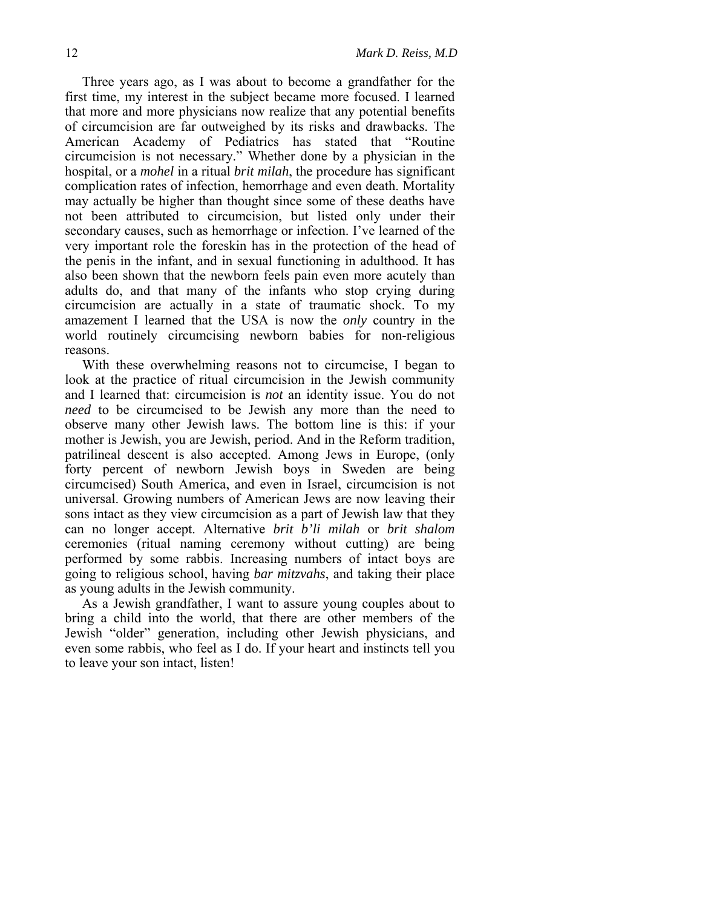Three years ago, as I was about to become a grandfather for the first time, my interest in the subject became more focused. I learned that more and more physicians now realize that any potential benefits of circumcision are far outweighed by its risks and drawbacks. The American Academy of Pediatrics has stated that "Routine circumcision is not necessary." Whether done by a physician in the hospital, or a *mohel* in a ritual *brit milah*, the procedure has significant complication rates of infection, hemorrhage and even death. Mortality may actually be higher than thought since some of these deaths have not been attributed to circumcision, but listed only under their secondary causes, such as hemorrhage or infection. I've learned of the very important role the foreskin has in the protection of the head of the penis in the infant, and in sexual functioning in adulthood. It has also been shown that the newborn feels pain even more acutely than adults do, and that many of the infants who stop crying during circumcision are actually in a state of traumatic shock. To my amazement I learned that the USA is now the *only* country in the world routinely circumcising newborn babies for non-religious reasons.

With these overwhelming reasons not to circumcise, I began to look at the practice of ritual circumcision in the Jewish community and I learned that: circumcision is *not* an identity issue. You do not *need* to be circumcised to be Jewish any more than the need to observe many other Jewish laws. The bottom line is this: if your mother is Jewish, you are Jewish, period. And in the Reform tradition, patrilineal descent is also accepted. Among Jews in Europe, (only forty percent of newborn Jewish boys in Sweden are being circumcised) South America, and even in Israel, circumcision is not universal. Growing numbers of American Jews are now leaving their sons intact as they view circumcision as a part of Jewish law that they can no longer accept. Alternative *brit b'li milah* or *brit shalom* ceremonies (ritual naming ceremony without cutting) are being performed by some rabbis. Increasing numbers of intact boys are going to religious school, having *bar mitzvahs*, and taking their place as young adults in the Jewish community.

As a Jewish grandfather, I want to assure young couples about to bring a child into the world, that there are other members of the Jewish "older" generation, including other Jewish physicians, and even some rabbis, who feel as I do. If your heart and instincts tell you to leave your son intact, listen!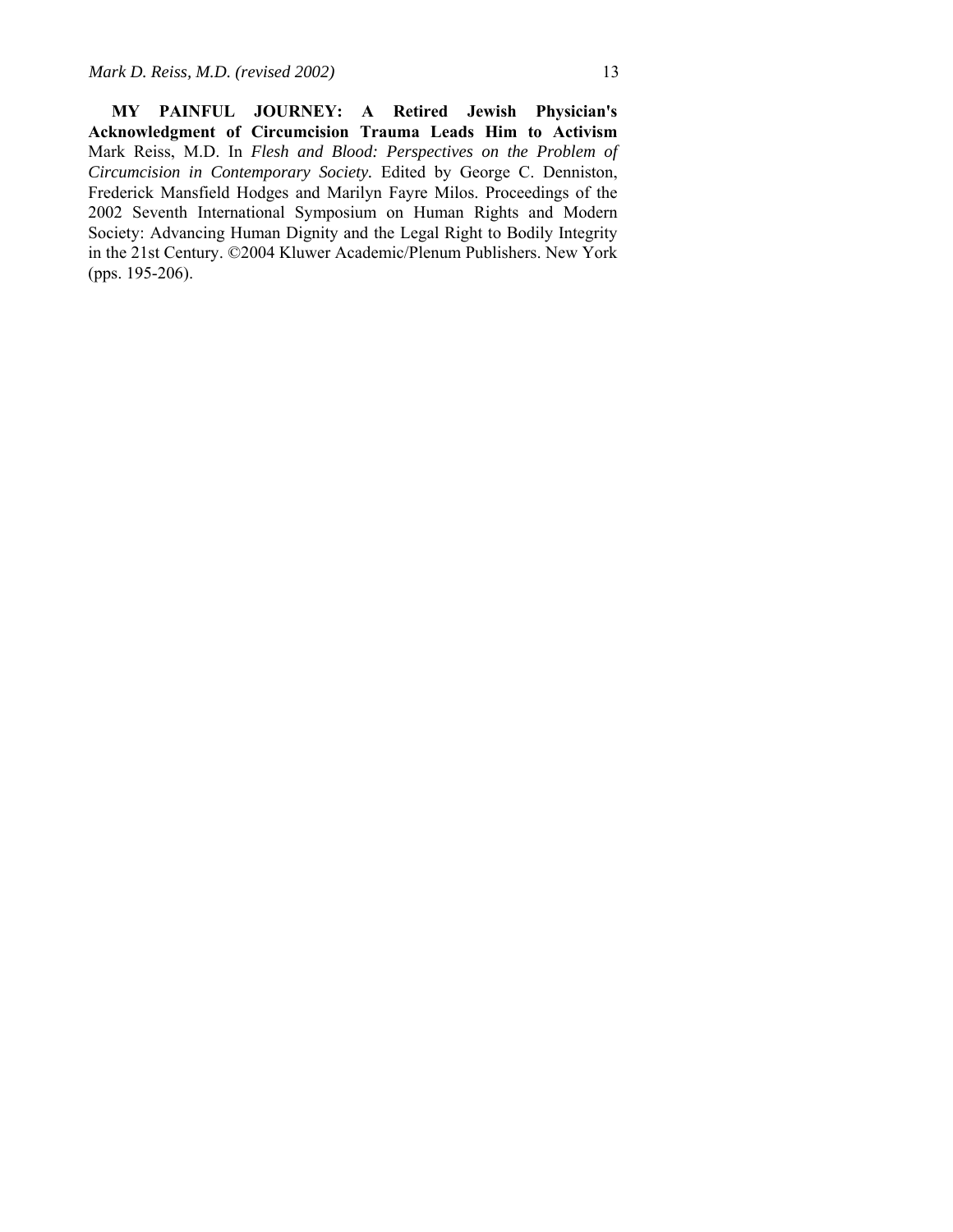**MY PAINFUL JOURNEY: A Retired Jewish Physician's Acknowledgment of Circumcision Trauma Leads Him to Activism** Mark Reiss, M.D. In *Flesh and Blood: Perspectives on the Problem of Circumcision in Contemporary Society.* Edited by George C. Denniston, Frederick Mansfield Hodges and Marilyn Fayre Milos. Proceedings of the 2002 Seventh International Symposium on Human Rights and Modern Society: Advancing Human Dignity and the Legal Right to Bodily Integrity in the 21st Century. ©2004 Kluwer Academic/Plenum Publishers. New York (pps. 195-206).